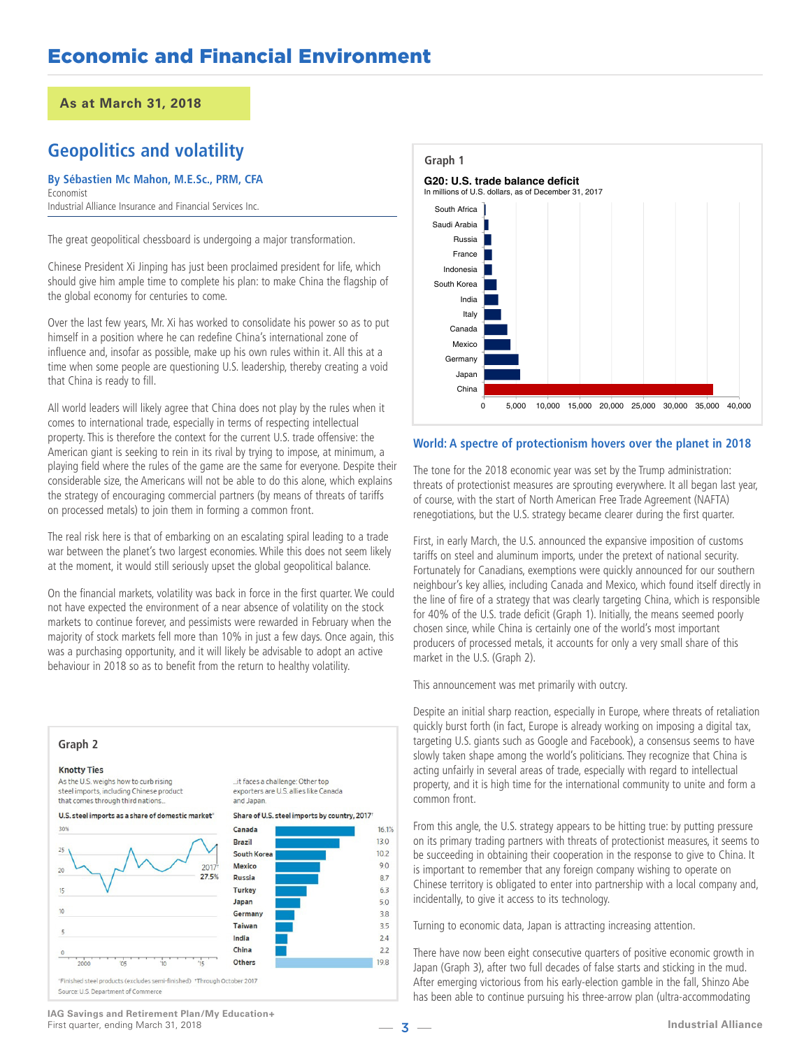# Economic and Financial Environment

**As at March 31, 2018**

## Geopolitics and volatility

**By Sébastien Mc Mahon, M.E.Sc., PRM, CFA**
Economist
Industrial Alliance Insurance and Financial Services Inc.

The great geopolitical chessboard is undergoing a major transformation.

Chinese President Xi Jinping has just been proclaimed president for life, which should give him ample time to complete his plan: to make China the flagship of the global economy for centuries to come.

Over the last few years, Mr. Xi has worked to consolidate his power so as to put himself in a position where he can redefine China's international zone of influence and, insofar as possible, make up his own rules within it. All this at a time when some people are questioning U.S. leadership, thereby creating a void that China is ready to fill.

All world leaders will likely agree that China does not play by the rules when it comes to international trade, especially in terms of respecting intellectual property. This is therefore the context for the current U.S. trade offensive: the American giant is seeking to rein in its rival by trying to impose, at minimum, a playing field where the rules of the game are the same for everyone. Despite their considerable size, the Americans will not be able to do this alone, which explains the strategy of encouraging commercial partners (by means of threats of tariffs on processed metals) to join them in forming a common front.

The real risk here is that of embarking on an escalating spiral leading to a trade war between the planet's two largest economies. While this does not seem likely at the moment, it would still seriously upset the global geopolitical balance.

On the financial markets, volatility was back in force in the first quarter. We could not have expected the environment of a near absence of volatility on the stock markets to continue forever, and pessimists were rewarded in February when the majority of stock markets fell more than 10% in just a few days. Once again, this was a purchasing opportunity, and it will likely be advisable to adopt an active behaviour in 2018 so as to benefit from the return to healthy volatility.

**Graph 2**

**Knotty Ties**

As the U.S. weighs how to curb rising steel imports, including Chinese product that comes through third nations...

...it faces a challenge: Other top exporters are U.S. allies like Canada and Japan.

U.S. steel imports as a share of domestic market* (2017†: 27.5%)

Share of U.S. steel imports by country, 2017†

| Country | Share (%) |
|---|---|
| Canada | 16.1 |
| Brazil | 13.0 |
| South Korea | 10.2 |
| Mexico | 9.0 |
| Russia | 8.7 |
| Turkey | 6.3 |
| Japan | 5.0 |
| Germany | 3.8 |
| Taiwan | 3.5 |
| India | 2.4 |
| China | 2.2 |
| Others | 19.8 |

*Finished steel products (excludes semi-finished) †Through October 2017
Source: U.S. Department of Commerce

**Graph 1**

**G20: U.S. trade balance deficit**
In millions of U.S. dollars, as of December 31, 2017

(Countries shown, from smallest to largest deficit: South Africa, Saudi Arabia, Russia, France, Indonesia, South Korea, India, Italy, Canada, Mexico, Germany, Japan, China; axis from 0 to 40,000)

### World: A spectre of protectionism hovers over the planet in 2018

The tone for the 2018 economic year was set by the Trump administration: threats of protectionist measures are sprouting everywhere. It all began last year, of course, with the start of North American Free Trade Agreement (NAFTA) renegotiations, but the U.S. strategy became clearer during the first quarter.

First, in early March, the U.S. announced the expansive imposition of customs tariffs on steel and aluminum imports, under the pretext of national security. Fortunately for Canadians, exemptions were quickly announced for our southern neighbour's key allies, including Canada and Mexico, which found itself directly in the line of fire of a strategy that was clearly targeting China, which is responsible for 40% of the U.S. trade deficit (Graph 1). Initially, the means seemed poorly chosen since, while China is certainly one of the world's most important producers of processed metals, it accounts for only a very small share of this market in the U.S. (Graph 2).

This announcement was met primarily with outcry.

Despite an initial sharp reaction, especially in Europe, where threats of retaliation quickly burst forth (in fact, Europe is already working on imposing a digital tax, targeting U.S. giants such as Google and Facebook), a consensus seems to have slowly taken shape among the world's politicians. They recognize that China is acting unfairly in several areas of trade, especially with regard to intellectual property, and it is high time for the international community to unite and form a common front.

From this angle, the U.S. strategy appears to be hitting true: by putting pressure on its primary trading partners with threats of protectionist measures, it seems to be succeeding in obtaining their cooperation in the response to give to China. It is important to remember that any foreign company wishing to operate on Chinese territory is obligated to enter into partnership with a local company and, incidentally, to give it access to its technology.

Turning to economic data, Japan is attracting increasing attention.

There have now been eight consecutive quarters of positive economic growth in Japan (Graph 3), after two full decades of false starts and sticking in the mud. After emerging victorious from his early-election gamble in the fall, Shinzo Abe has been able to continue pursuing his three-arrow plan (ultra-accommodating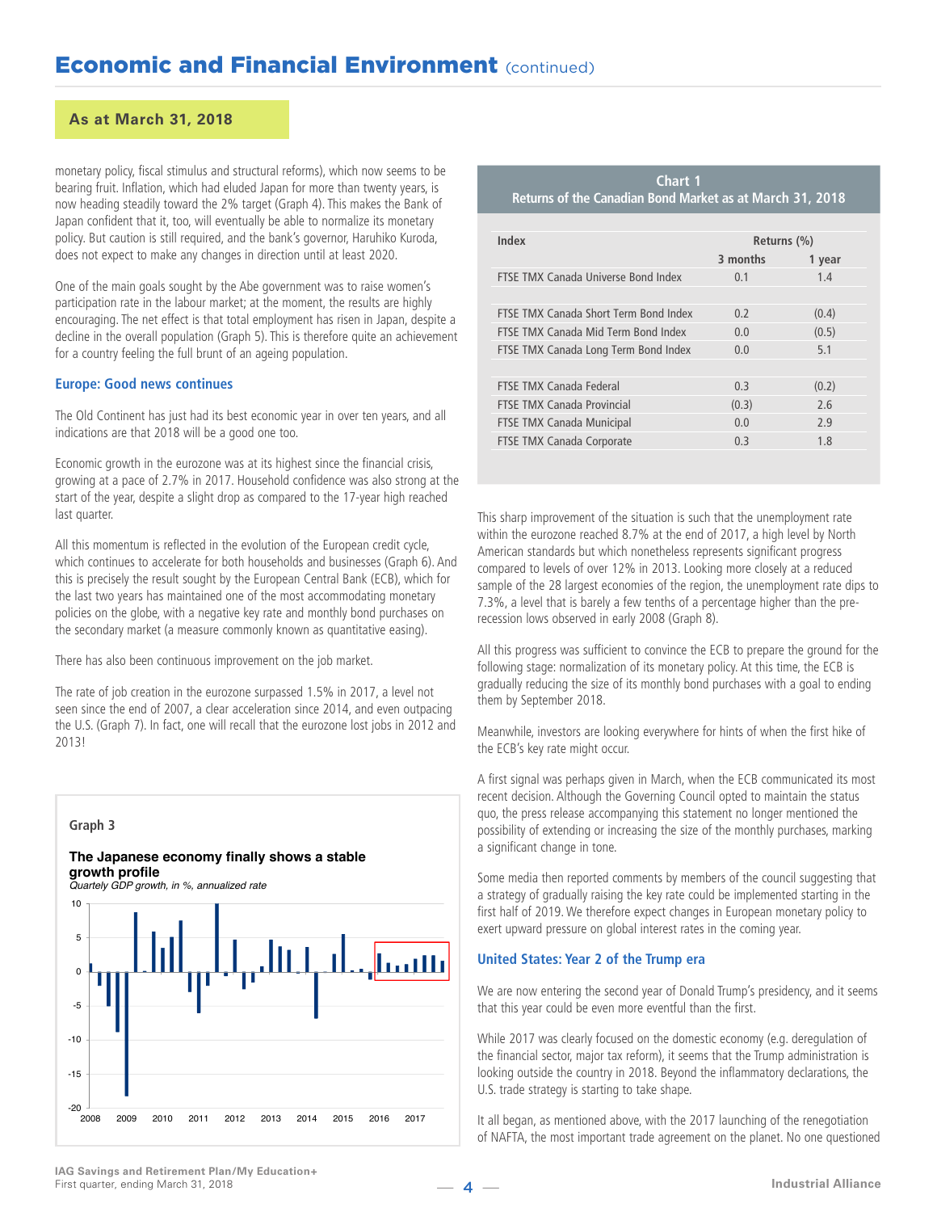## Economic and Financial Environment (continued)

**As at March 31, 2018**

monetary policy, fiscal stimulus and structural reforms), which now seems to be bearing fruit. Inflation, which had eluded Japan for more than twenty years, is now heading steadily toward the 2% target (Graph 4). This makes the Bank of Japan confident that it, too, will eventually be able to normalize its monetary policy. But caution is still required, and the bank's governor, Haruhiko Kuroda, does not expect to make any changes in direction until at least 2020.

One of the main goals sought by the Abe government was to raise women's participation rate in the labour market; at the moment, the results are highly encouraging. The net effect is that total employment has risen in Japan, despite a decline in the overall population (Graph 5). This is therefore quite an achievement for a country feeling the full brunt of an ageing population.

### Europe: Good news continues

The Old Continent has just had its best economic year in over ten years, and all indications are that 2018 will be a good one too.

Economic growth in the eurozone was at its highest since the financial crisis, growing at a pace of 2.7% in 2017. Household confidence was also strong at the start of the year, despite a slight drop as compared to the 17-year high reached last quarter.

All this momentum is reflected in the evolution of the European credit cycle, which continues to accelerate for both households and businesses (Graph 6). And this is precisely the result sought by the European Central Bank (ECB), which for the last two years has maintained one of the most accommodating monetary policies on the globe, with a negative key rate and monthly bond purchases on the secondary market (a measure commonly known as quantitative easing).

There has also been continuous improvement on the job market.

The rate of job creation in the eurozone surpassed 1.5% in 2017, a level not seen since the end of 2007, a clear acceleration since 2014, and even outpacing the U.S. (Graph 7). In fact, one will recall that the eurozone lost jobs in 2012 and 2013!

**Graph 3**

**The Japanese economy finally shows a stable growth profile**

*Quartely GDP growth, in %, annualized rate*

**Chart 1**
**Returns of the Canadian Bond Market as at March 31, 2018**

| Index | Returns (%) | |
|---|---|---|
| | 3 months | 1 year |
| FTSE TMX Canada Universe Bond Index | 0.1 | 1.4 |
| | | |
| FTSE TMX Canada Short Term Bond Index | 0.2 | (0.4) |
| FTSE TMX Canada Mid Term Bond Index | 0.0 | (0.5) |
| FTSE TMX Canada Long Term Bond Index | 0.0 | 5.1 |
| | | |
| FTSE TMX Canada Federal | 0.3 | (0.2) |
| FTSE TMX Canada Provincial | (0.3) | 2.6 |
| FTSE TMX Canada Municipal | 0.0 | 2.9 |
| FTSE TMX Canada Corporate | 0.3 | 1.8 |

This sharp improvement of the situation is such that the unemployment rate within the eurozone reached 8.7% at the end of 2017, a high level by North American standards but which nonetheless represents significant progress compared to levels of over 12% in 2013. Looking more closely at a reduced sample of the 28 largest economies of the region, the unemployment rate dips to 7.3%, a level that is barely a few tenths of a percentage higher than the pre-recession lows observed in early 2008 (Graph 8).

All this progress was sufficient to convince the ECB to prepare the ground for the following stage: normalization of its monetary policy. At this time, the ECB is gradually reducing the size of its monthly bond purchases with a goal to ending them by September 2018.

Meanwhile, investors are looking everywhere for hints of when the first hike of the ECB's key rate might occur.

A first signal was perhaps given in March, when the ECB communicated its most recent decision. Although the Governing Council opted to maintain the status quo, the press release accompanying this statement no longer mentioned the possibility of extending or increasing the size of the monthly purchases, marking a significant change in tone.

Some media then reported comments by members of the council suggesting that a strategy of gradually raising the key rate could be implemented starting in the first half of 2019. We therefore expect changes in European monetary policy to exert upward pressure on global interest rates in the coming year.

### United States: Year 2 of the Trump era

We are now entering the second year of Donald Trump's presidency, and it seems that this year could be even more eventful than the first.

While 2017 was clearly focused on the domestic economy (e.g. deregulation of the financial sector, major tax reform), it seems that the Trump administration is looking outside the country in 2018. Beyond the inflammatory declarations, the U.S. trade strategy is starting to take shape.

It all began, as mentioned above, with the 2017 launching of the renegotiation of NAFTA, the most important trade agreement on the planet. No one questioned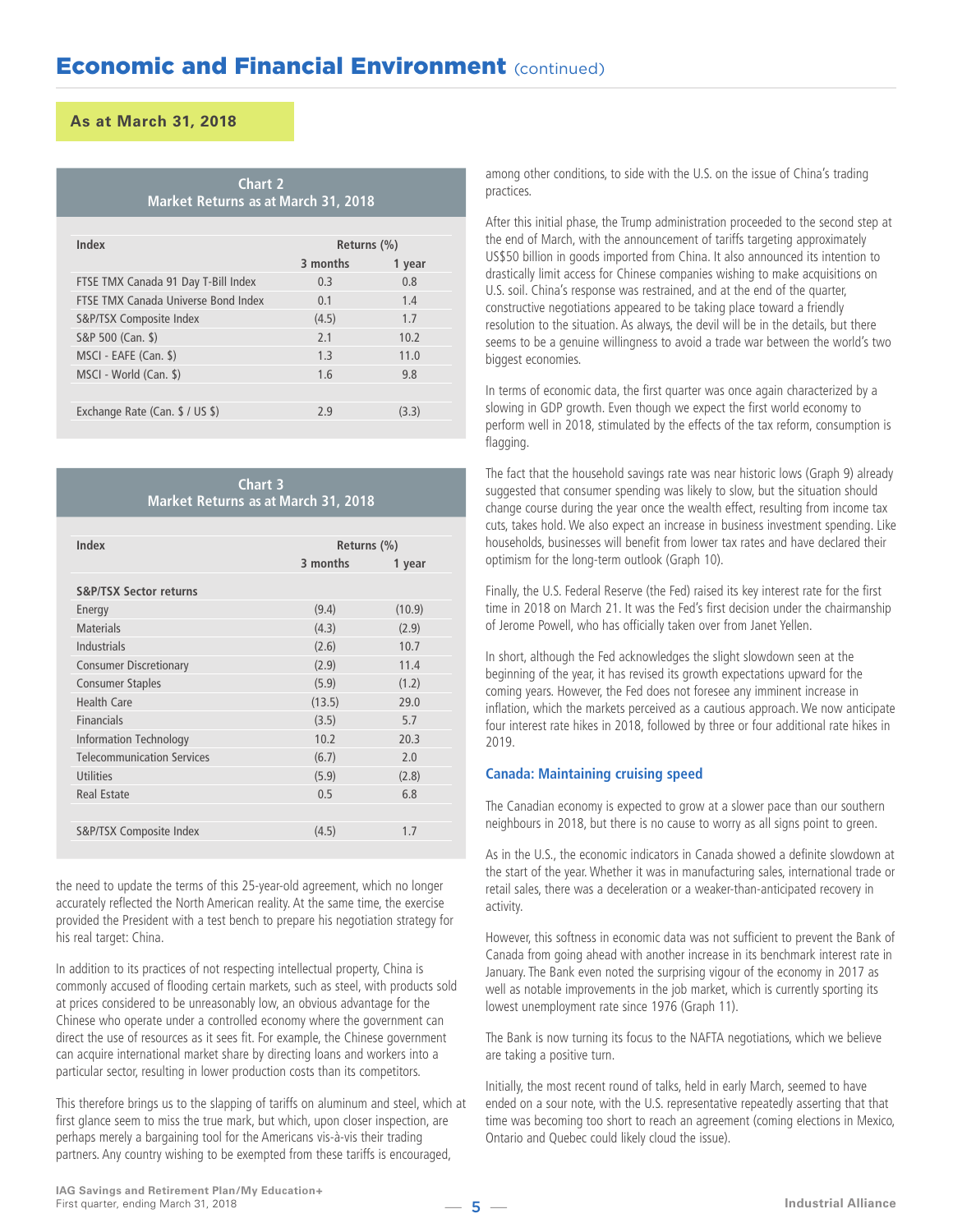# Economic and Financial Environment (continued)

**As at March 31, 2018**

**Chart 2**
**Market Returns as at March 31, 2018**

| Index | Returns (%) | |
|---|---|---|
| | 3 months | 1 year |
| FTSE TMX Canada 91 Day T-Bill Index | 0.3 | 0.8 |
| FTSE TMX Canada Universe Bond Index | 0.1 | 1.4 |
| S&P/TSX Composite Index | (4.5) | 1.7 |
| S&P 500 (Can. $) | 2.1 | 10.2 |
| MSCI - EAFE (Can. $) | 1.3 | 11.0 |
| MSCI - World (Can. $) | 1.6 | 9.8 |
| | | |
| Exchange Rate (Can. $ / US $) | 2.9 | (3.3) |

**Chart 3**
**Market Returns as at March 31, 2018**

| Index | Returns (%) | |
|---|---|---|
| | 3 months | 1 year |
| **S&P/TSX Sector returns** | | |
| Energy | (9.4) | (10.9) |
| Materials | (4.3) | (2.9) |
| Industrials | (2.6) | 10.7 |
| Consumer Discretionary | (2.9) | 11.4 |
| Consumer Staples | (5.9) | (1.2) |
| Health Care | (13.5) | 29.0 |
| Financials | (3.5) | 5.7 |
| Information Technology | 10.2 | 20.3 |
| Telecommunication Services | (6.7) | 2.0 |
| Utilities | (5.9) | (2.8) |
| Real Estate | 0.5 | 6.8 |
| | | |
| S&P/TSX Composite Index | (4.5) | 1.7 |

the need to update the terms of this 25-year-old agreement, which no longer accurately reflected the North American reality. At the same time, the exercise provided the President with a test bench to prepare his negotiation strategy for his real target: China.

In addition to its practices of not respecting intellectual property, China is commonly accused of flooding certain markets, such as steel, with products sold at prices considered to be unreasonably low, an obvious advantage for the Chinese who operate under a controlled economy where the government can direct the use of resources as it sees fit. For example, the Chinese government can acquire international market share by directing loans and workers into a particular sector, resulting in lower production costs than its competitors.

This therefore brings us to the slapping of tariffs on aluminum and steel, which at first glance seem to miss the true mark, but which, upon closer inspection, are perhaps merely a bargaining tool for the Americans vis-à-vis their trading partners. Any country wishing to be exempted from these tariffs is encouraged, among other conditions, to side with the U.S. on the issue of China's trading practices.

After this initial phase, the Trump administration proceeded to the second step at the end of March, with the announcement of tariffs targeting approximately US$50 billion in goods imported from China. It also announced its intention to drastically limit access for Chinese companies wishing to make acquisitions on U.S. soil. China's response was restrained, and at the end of the quarter, constructive negotiations appeared to be taking place toward a friendly resolution to the situation. As always, the devil will be in the details, but there seems to be a genuine willingness to avoid a trade war between the world's two biggest economies.

In terms of economic data, the first quarter was once again characterized by a slowing in GDP growth. Even though we expect the first world economy to perform well in 2018, stimulated by the effects of the tax reform, consumption is flagging.

The fact that the household savings rate was near historic lows (Graph 9) already suggested that consumer spending was likely to slow, but the situation should change course during the year once the wealth effect, resulting from income tax cuts, takes hold. We also expect an increase in business investment spending. Like households, businesses will benefit from lower tax rates and have declared their optimism for the long-term outlook (Graph 10).

Finally, the U.S. Federal Reserve (the Fed) raised its key interest rate for the first time in 2018 on March 21. It was the Fed's first decision under the chairmanship of Jerome Powell, who has officially taken over from Janet Yellen.

In short, although the Fed acknowledges the slight slowdown seen at the beginning of the year, it has revised its growth expectations upward for the coming years. However, the Fed does not foresee any imminent increase in inflation, which the markets perceived as a cautious approach. We now anticipate four interest rate hikes in 2018, followed by three or four additional rate hikes in 2019.

## Canada: Maintaining cruising speed

The Canadian economy is expected to grow at a slower pace than our southern neighbours in 2018, but there is no cause to worry as all signs point to green.

As in the U.S., the economic indicators in Canada showed a definite slowdown at the start of the year. Whether it was in manufacturing sales, international trade or retail sales, there was a deceleration or a weaker-than-anticipated recovery in activity.

However, this softness in economic data was not sufficient to prevent the Bank of Canada from going ahead with another increase in its benchmark interest rate in January. The Bank even noted the surprising vigour of the economy in 2017 as well as notable improvements in the job market, which is currently sporting its lowest unemployment rate since 1976 (Graph 11).

The Bank is now turning its focus to the NAFTA negotiations, which we believe are taking a positive turn.

Initially, the most recent round of talks, held in early March, seemed to have ended on a sour note, with the U.S. representative repeatedly asserting that that time was becoming too short to reach an agreement (coming elections in Mexico, Ontario and Quebec could likely cloud the issue).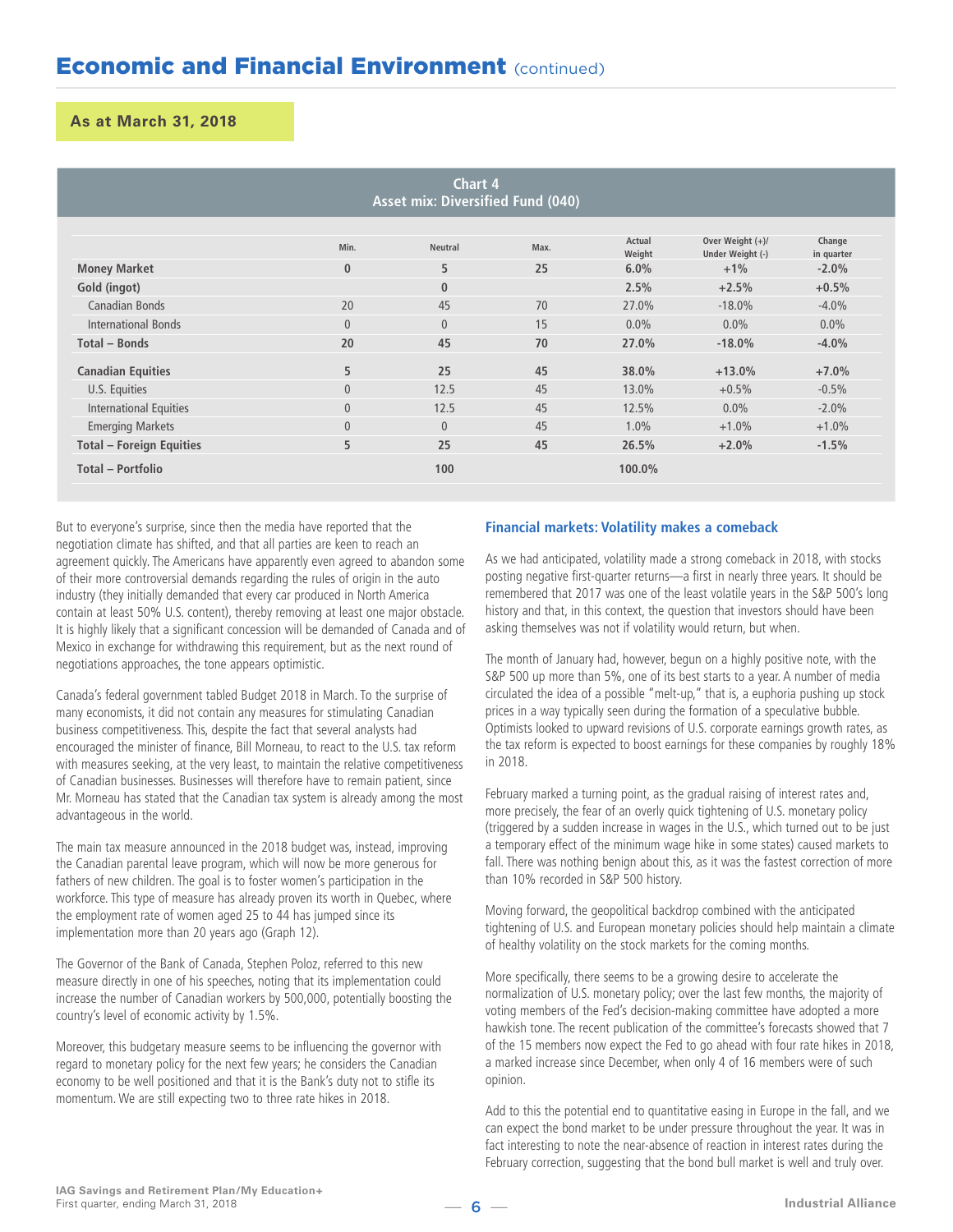## Economic and Financial Environment (continued)

**As at March 31, 2018**

**Chart 4**
**Asset mix: Diversified Fund (040)**

| | Min. | Neutral | Max. | Actual Weight | Over Weight (+)/ Under Weight (-) | Change in quarter |
|---|---|---|---|---|---|---|
| **Money Market** | **0** | **5** | **25** | **6.0%** | **+1%** | **-2.0%** |
| **Gold (ingot)** | | **0** | | **2.5%** | **+2.5%** | **+0.5%** |
| Canadian Bonds | 20 | 45 | 70 | 27.0% | -18.0% | -4.0% |
| International Bonds | 0 | 0 | 15 | 0.0% | 0.0% | 0.0% |
| **Total – Bonds** | **20** | **45** | **70** | **27.0%** | **-18.0%** | **-4.0%** |
| **Canadian Equities** | **5** | **25** | **45** | **38.0%** | **+13.0%** | **+7.0%** |
| U.S. Equities | 0 | 12.5 | 45 | 13.0% | +0.5% | -0.5% |
| International Equities | 0 | 12.5 | 45 | 12.5% | 0.0% | -2.0% |
| Emerging Markets | 0 | 0 | 45 | 1.0% | +1.0% | +1.0% |
| **Total – Foreign Equities** | **5** | **25** | **45** | **26.5%** | **+2.0%** | **-1.5%** |
| **Total – Portfolio** | | **100** | | **100.0%** | | |

But to everyone's surprise, since then the media have reported that the negotiation climate has shifted, and that all parties are keen to reach an agreement quickly. The Americans have apparently even agreed to abandon some of their more controversial demands regarding the rules of origin in the auto industry (they initially demanded that every car produced in North America contain at least 50% U.S. content), thereby removing at least one major obstacle. It is highly likely that a significant concession will be demanded of Canada and of Mexico in exchange for withdrawing this requirement, but as the next round of negotiations approaches, the tone appears optimistic.

Canada's federal government tabled Budget 2018 in March. To the surprise of many economists, it did not contain any measures for stimulating Canadian business competitiveness. This, despite the fact that several analysts had encouraged the minister of finance, Bill Morneau, to react to the U.S. tax reform with measures seeking, at the very least, to maintain the relative competitiveness of Canadian businesses. Businesses will therefore have to remain patient, since Mr. Morneau has stated that the Canadian tax system is already among the most advantageous in the world.

The main tax measure announced in the 2018 budget was, instead, improving the Canadian parental leave program, which will now be more generous for fathers of new children. The goal is to foster women's participation in the workforce. This type of measure has already proven its worth in Quebec, where the employment rate of women aged 25 to 44 has jumped since its implementation more than 20 years ago (Graph 12).

The Governor of the Bank of Canada, Stephen Poloz, referred to this new measure directly in one of his speeches, noting that its implementation could increase the number of Canadian workers by 500,000, potentially boosting the country's level of economic activity by 1.5%.

Moreover, this budgetary measure seems to be influencing the governor with regard to monetary policy for the next few years; he considers the Canadian economy to be well positioned and that it is the Bank's duty not to stifle its momentum. We are still expecting two to three rate hikes in 2018.

### Financial markets: Volatility makes a comeback

As we had anticipated, volatility made a strong comeback in 2018, with stocks posting negative first-quarter returns—a first in nearly three years. It should be remembered that 2017 was one of the least volatile years in the S&P 500's long history and that, in this context, the question that investors should have been asking themselves was not if volatility would return, but when.

The month of January had, however, begun on a highly positive note, with the S&P 500 up more than 5%, one of its best starts to a year. A number of media circulated the idea of a possible "melt-up," that is, a euphoria pushing up stock prices in a way typically seen during the formation of a speculative bubble. Optimists looked to upward revisions of U.S. corporate earnings growth rates, as the tax reform is expected to boost earnings for these companies by roughly 18% in 2018.

February marked a turning point, as the gradual raising of interest rates and, more precisely, the fear of an overly quick tightening of U.S. monetary policy (triggered by a sudden increase in wages in the U.S., which turned out to be just a temporary effect of the minimum wage hike in some states) caused markets to fall. There was nothing benign about this, as it was the fastest correction of more than 10% recorded in S&P 500 history.

Moving forward, the geopolitical backdrop combined with the anticipated tightening of U.S. and European monetary policies should help maintain a climate of healthy volatility on the stock markets for the coming months.

More specifically, there seems to be a growing desire to accelerate the normalization of U.S. monetary policy; over the last few months, the majority of voting members of the Fed's decision-making committee have adopted a more hawkish tone. The recent publication of the committee's forecasts showed that 7 of the 15 members now expect the Fed to go ahead with four rate hikes in 2018, a marked increase since December, when only 4 of 16 members were of such opinion.

Add to this the potential end to quantitative easing in Europe in the fall, and we can expect the bond market to be under pressure throughout the year. It was in fact interesting to note the near-absence of reaction in interest rates during the February correction, suggesting that the bond bull market is well and truly over.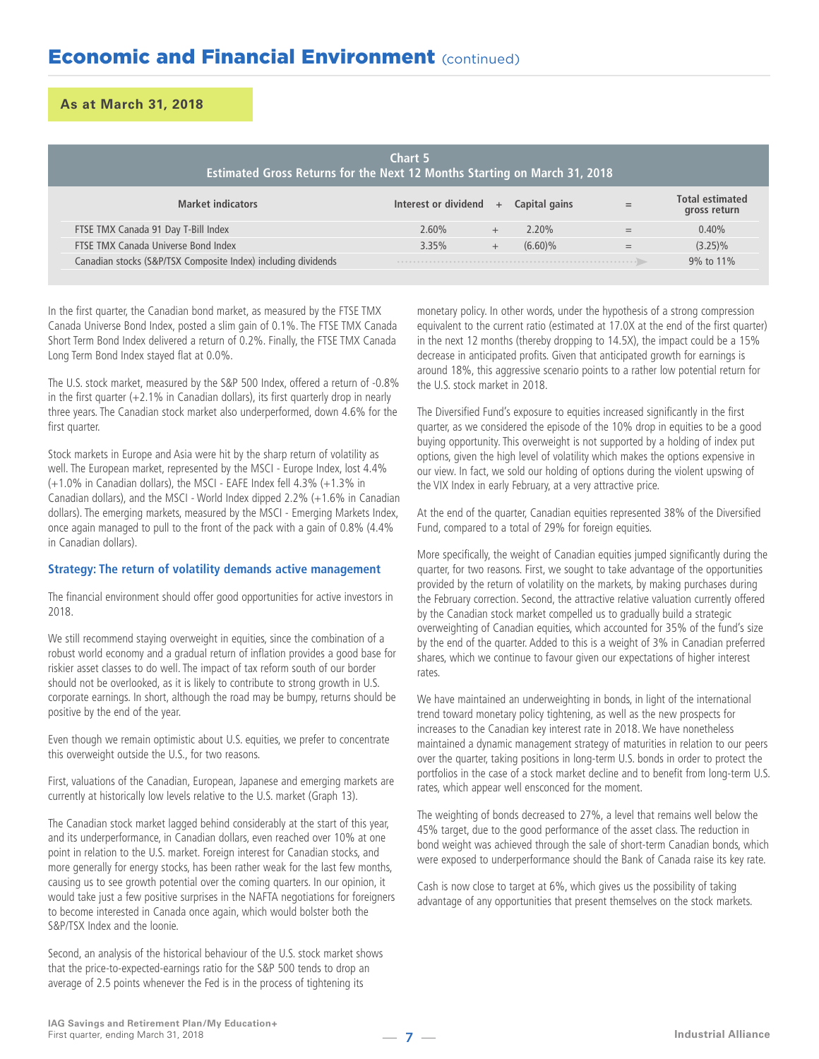## Economic and Financial Environment (continued)

**As at March 31, 2018**

**Chart 5**
**Estimated Gross Returns for the Next 12 Months Starting on March 31, 2018**

| Market indicators | Interest or dividend | + | Capital gains | = | Total estimated gross return |
|---|---|---|---|---|---|
| FTSE TMX Canada 91 Day T-Bill Index | 2.60% | + | 2.20% | = | 0.40% |
| FTSE TMX Canada Universe Bond Index | 3.35% | + | (6.60)% | = | (3.25)% |
| Canadian stocks (S&P/TSX Composite Index) including dividends | | | | | 9% to 11% |

In the first quarter, the Canadian bond market, as measured by the FTSE TMX Canada Universe Bond Index, posted a slim gain of 0.1%. The FTSE TMX Canada Short Term Bond Index delivered a return of 0.2%. Finally, the FTSE TMX Canada Long Term Bond Index stayed flat at 0.0%.

The U.S. stock market, measured by the S&P 500 Index, offered a return of -0.8% in the first quarter (+2.1% in Canadian dollars), its first quarterly drop in nearly three years. The Canadian stock market also underperformed, down 4.6% for the first quarter.

Stock markets in Europe and Asia were hit by the sharp return of volatility as well. The European market, represented by the MSCI - Europe Index, lost 4.4% (+1.0% in Canadian dollars), the MSCI - EAFE Index fell 4.3% (+1.3% in Canadian dollars), and the MSCI - World Index dipped 2.2% (+1.6% in Canadian dollars). The emerging markets, measured by the MSCI - Emerging Markets Index, once again managed to pull to the front of the pack with a gain of 0.8% (4.4% in Canadian dollars).

### Strategy: The return of volatility demands active management

The financial environment should offer good opportunities for active investors in 2018.

We still recommend staying overweight in equities, since the combination of a robust world economy and a gradual return of inflation provides a good base for riskier asset classes to do well. The impact of tax reform south of our border should not be overlooked, as it is likely to contribute to strong growth in U.S. corporate earnings. In short, although the road may be bumpy, returns should be positive by the end of the year.

Even though we remain optimistic about U.S. equities, we prefer to concentrate this overweight outside the U.S., for two reasons.

First, valuations of the Canadian, European, Japanese and emerging markets are currently at historically low levels relative to the U.S. market (Graph 13).

The Canadian stock market lagged behind considerably at the start of this year, and its underperformance, in Canadian dollars, even reached over 10% at one point in relation to the U.S. market. Foreign interest for Canadian stocks, and more generally for energy stocks, has been rather weak for the last few months, causing us to see growth potential over the coming quarters. In our opinion, it would take just a few positive surprises in the NAFTA negotiations for foreigners to become interested in Canada once again, which would bolster both the S&P/TSX Index and the loonie.

Second, an analysis of the historical behaviour of the U.S. stock market shows that the price-to-expected-earnings ratio for the S&P 500 tends to drop an average of 2.5 points whenever the Fed is in the process of tightening its monetary policy. In other words, under the hypothesis of a strong compression equivalent to the current ratio (estimated at 17.0X at the end of the first quarter) in the next 12 months (thereby dropping to 14.5X), the impact could be a 15% decrease in anticipated profits. Given that anticipated growth for earnings is around 18%, this aggressive scenario points to a rather low potential return for the U.S. stock market in 2018.

The Diversified Fund's exposure to equities increased significantly in the first quarter, as we considered the episode of the 10% drop in equities to be a good buying opportunity. This overweight is not supported by a holding of index put options, given the high level of volatility which makes the options expensive in our view. In fact, we sold our holding of options during the violent upswing of the VIX Index in early February, at a very attractive price.

At the end of the quarter, Canadian equities represented 38% of the Diversified Fund, compared to a total of 29% for foreign equities.

More specifically, the weight of Canadian equities jumped significantly during the quarter, for two reasons. First, we sought to take advantage of the opportunities provided by the return of volatility on the markets, by making purchases during the February correction. Second, the attractive relative valuation currently offered by the Canadian stock market compelled us to gradually build a strategic overweighting of Canadian equities, which accounted for 35% of the fund's size by the end of the quarter. Added to this is a weight of 3% in Canadian preferred shares, which we continue to favour given our expectations of higher interest rates.

We have maintained an underweighting in bonds, in light of the international trend toward monetary policy tightening, as well as the new prospects for increases to the Canadian key interest rate in 2018. We have nonetheless maintained a dynamic management strategy of maturities in relation to our peers over the quarter, taking positions in long-term U.S. bonds in order to protect the portfolios in the case of a stock market decline and to benefit from long-term U.S. rates, which appear well ensconced for the moment.

The weighting of bonds decreased to 27%, a level that remains well below the 45% target, due to the good performance of the asset class. The reduction in bond weight was achieved through the sale of short-term Canadian bonds, which were exposed to underperformance should the Bank of Canada raise its key rate.

Cash is now close to target at 6%, which gives us the possibility of taking advantage of any opportunities that present themselves on the stock markets.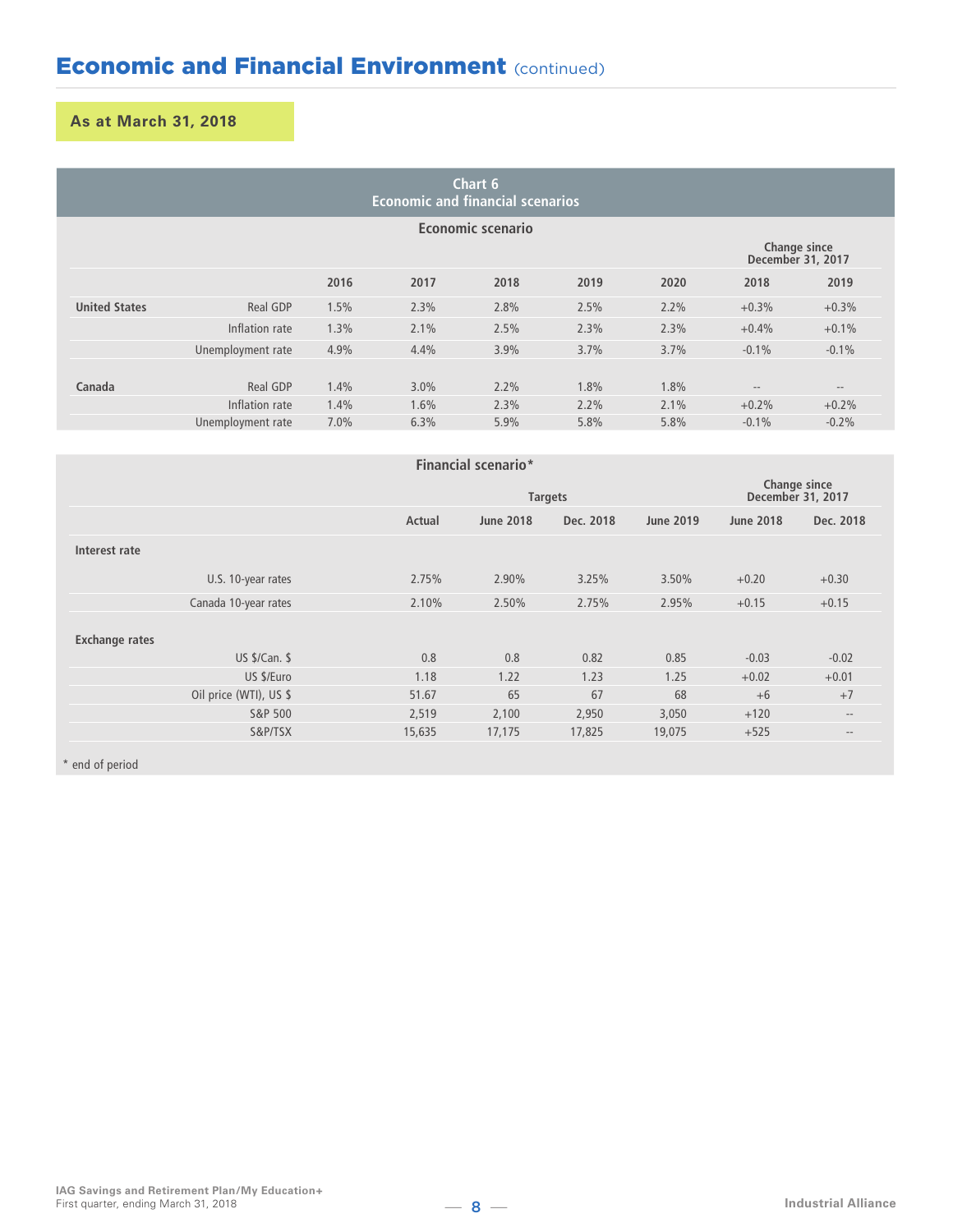## Economic and Financial Environment (continued)

**As at March 31, 2018**

**Chart 6**
**Economic and financial scenarios**

**Economic scenario**

| | | 2016 | 2017 | 2018 | 2019 | 2020 | Change since December 31, 2017 | |
|---|---|---|---|---|---|---|---|---|
| | | | | | | | 2018 | 2019 |
| **United States** | Real GDP | 1.5% | 2.3% | 2.8% | 2.5% | 2.2% | +0.3% | +0.3% |
| | Inflation rate | 1.3% | 2.1% | 2.5% | 2.3% | 2.3% | +0.4% | +0.1% |
| | Unemployment rate | 4.9% | 4.4% | 3.9% | 3.7% | 3.7% | -0.1% | -0.1% |
| **Canada** | Real GDP | 1.4% | 3.0% | 2.2% | 1.8% | 1.8% | -- | -- |
| | Inflation rate | 1.4% | 1.6% | 2.3% | 2.2% | 2.1% | +0.2% | +0.2% |
| | Unemployment rate | 7.0% | 6.3% | 5.9% | 5.8% | 5.8% | -0.1% | -0.2% |

**Financial scenario***

| | Actual | Targets | | | Change since December 31, 2017 | |
|---|---|---|---|---|---|---|
| | | June 2018 | Dec. 2018 | June 2019 | June 2018 | Dec. 2018 |
| **Interest rate** | | | | | | |
| U.S. 10-year rates | 2.75% | 2.90% | 3.25% | 3.50% | +0.20 | +0.30 |
| Canada 10-year rates | 2.10% | 2.50% | 2.75% | 2.95% | +0.15 | +0.15 |
| **Exchange rates** | | | | | | |
| US $/Can. $ | 0.8 | 0.8 | 0.82 | 0.85 | -0.03 | -0.02 |
| US $/Euro | 1.18 | 1.22 | 1.23 | 1.25 | +0.02 | +0.01 |
| Oil price (WTI), US $ | 51.67 | 65 | 67 | 68 | +6 | +7 |
| S&P 500 | 2,519 | 2,100 | 2,950 | 3,050 | +120 | -- |
| S&P/TSX | 15,635 | 17,175 | 17,825 | 19,075 | +525 | -- |

* end of period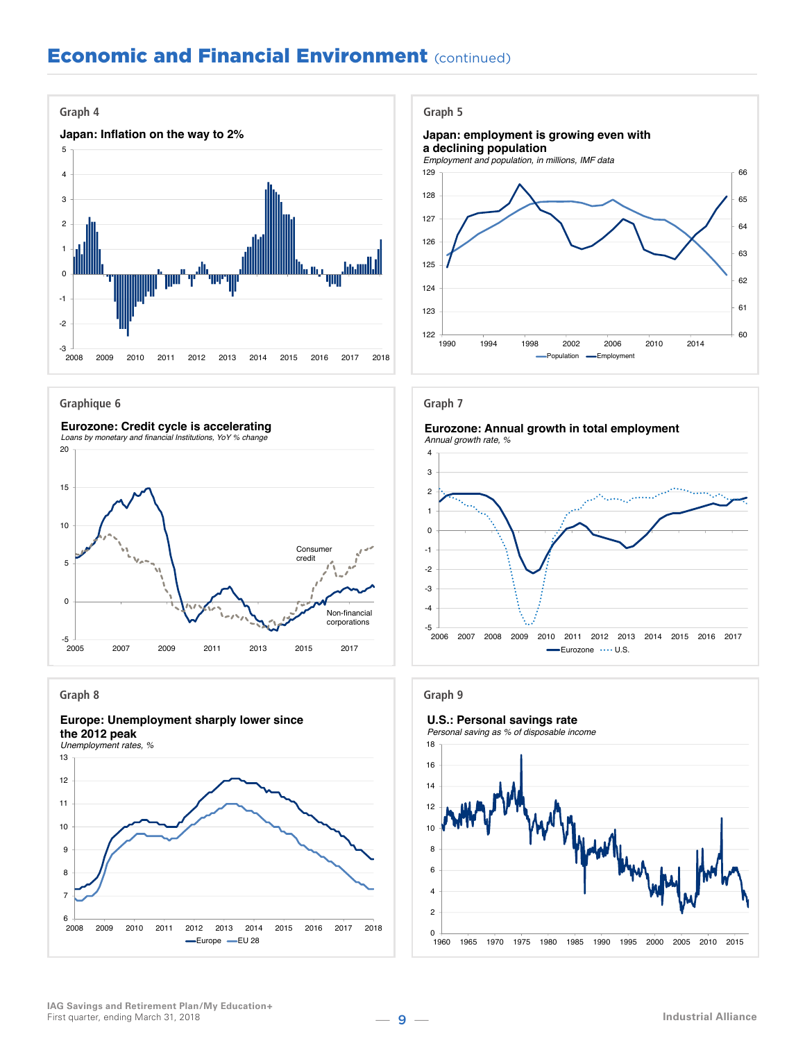## Economic and Financial Environment (continued)

### Graph 4

**Japan: Inflation on the way to 2%**

### Graph 5

**Japan: employment is growing even with a declining population**

*Employment and population, in millions, IMF data*

Population — Employment

### Graphique 6

**Eurozone: Credit cycle is accelerating**

*Loans by monetary and financial Institutions, YoY % change*

Consumer credit — Non-financial corporations

### Graph 7

**Eurozone: Annual growth in total employment**

*Annual growth rate, %*

Eurozone — U.S.

### Graph 8

**Europe: Unemployment sharply lower since the 2012 peak**

*Unemployment rates, %*

Europe — EU 28

### Graph 9

**U.S.: Personal savings rate**

*Personal saving as % of disposable income*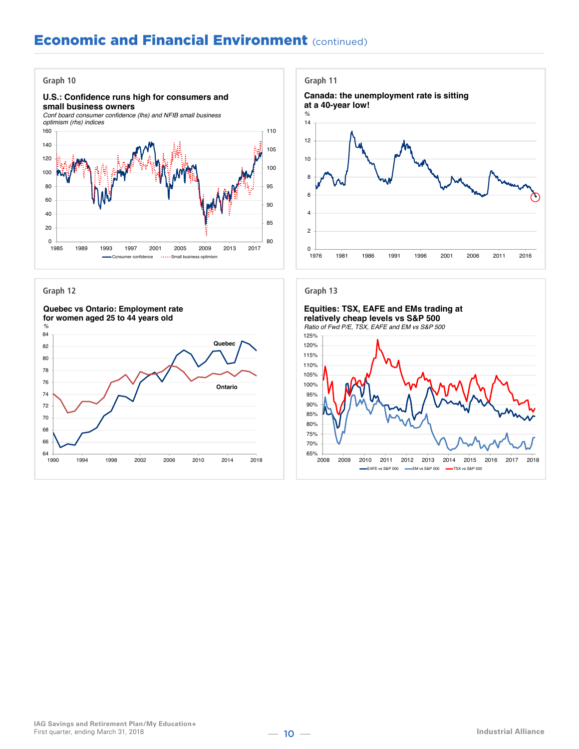## Economic and Financial Environment (continued)

### Graph 10

**U.S.: Confidence runs high for consumers and small business owners**

*Conf board consumer confidence (lhs) and NFIB small business optimism (rhs) indices*

160
140
120
100
80
60
40
20
0

110
105
100
95
90
85
80

1985 1989 1993 1997 2001 2005 2009 2013 2017

Consumer confidence
Small business optimism

### Graph 11

**Canada: the unemployment rate is sitting at a 40-year low!**

%

14
12
10
8
6
4
2
0

1976 1981 1986 1991 1996 2001 2006 2011 2016

### Graph 12

**Quebec vs Ontario: Employment rate for women aged 25 to 44 years old**

%

84
82
80
78
76
74
72
70
68
66
64

1990 1994 1998 2002 2006 2010 2014 2018

Quebec
Ontario

### Graph 13

**Equities: TSX, EAFE and EMs trading at relatively cheap levels vs S&P 500**

*Ratio of Fwd P/E, TSX, EAFE and EM vs S&P 500*

125%
120%
115%
110%
105%
100%
95%
90%
85%
80%
75%
70%
65%

2008 2009 2010 2011 2012 2013 2014 2015 2016 2017 2018

EAFE vs S&P 500
EM vs S&P 500
TSX vs S&P 500